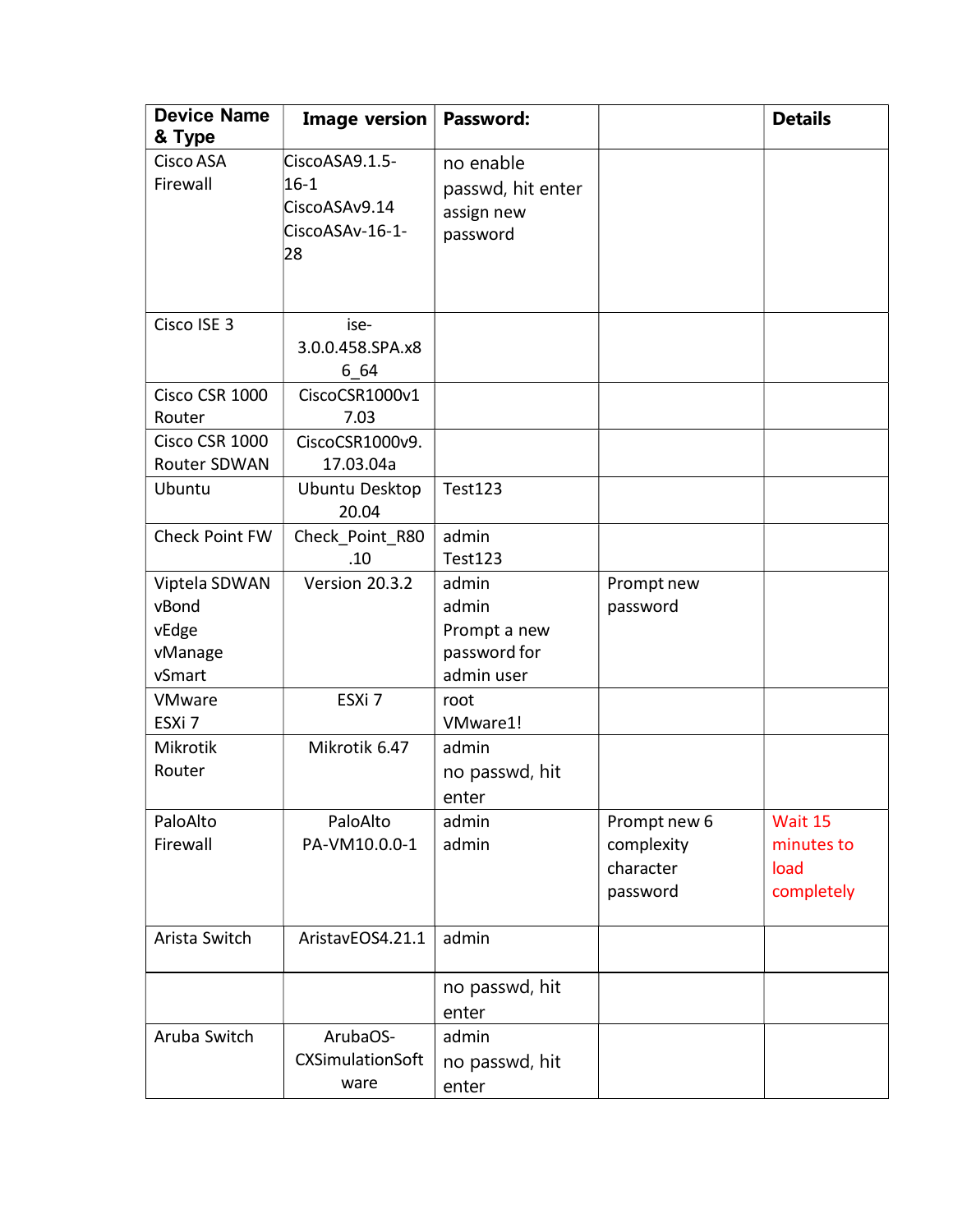| Device Name & Type | Image version | Password: | | Details |
|---|---|---|---|---|
| Cisco ASA Firewall | CiscoASA9.1.5-16-1 CiscoASAv9.14 CiscoASAv-16-1-28 | no enable passwd, hit enter assign new password | | |
| Cisco ISE 3 | ise-3.0.0.458.SPA.x86_64 | | | |
| Cisco CSR 1000 Router | CiscoCSR1000v17.03 | | | |
| Cisco CSR 1000 Router SDWAN | CiscoCSR1000v9.17.03.04a | | | |
| Ubuntu | Ubuntu Desktop 20.04 | Test123 | | |
| Check Point FW | Check_Point_R80.10 | admin Test123 | | |
| Viptela SDWAN vBond vEdge vManage vSmart | Version 20.3.2 | admin admin Prompt a new password for admin user | Prompt new password | |
| VMware ESXi 7 | ESXi 7 | root VMware1! | | |
| Mikrotik Router | Mikrotik 6.47 | admin no passwd, hit enter | | |
| PaloAlto Firewall | PaloAlto PA-VM10.0.0-1 | admin admin | Prompt new 6 complexity character password | Wait 15 minutes to load completely |
| Arista Switch | AristavEOS4.21.1 | admin | | |
| | | no passwd, hit enter | | |
| Aruba Switch | ArubaOS-CXSimulationSoftware | admin no passwd, hit enter | | |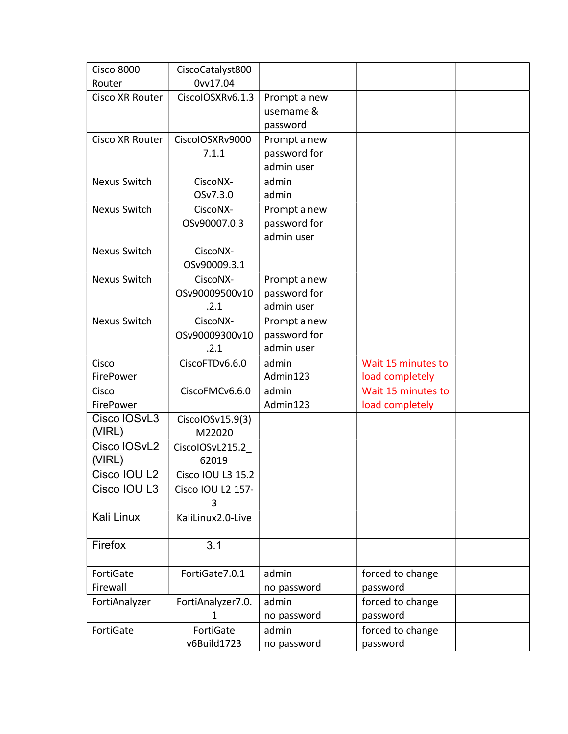| | | | | |
|---|---|---|---|---|
| Cisco 8000 Router | CiscoCatalyst8000vv17.04 | | | |
| Cisco XR Router | CiscoIOSXRv6.1.3 | Prompt a new username & password | | |
| Cisco XR Router | CiscoIOSXRv9000 7.1.1 | Prompt a new password for admin user | | |
| Nexus Switch | CiscoNX-OSv7.3.0 | admin admin | | |
| Nexus Switch | CiscoNX-OSv90007.0.3 | Prompt a new password for admin user | | |
| Nexus Switch | CiscoNX-OSv90009.3.1 | | | |
| Nexus Switch | CiscoNX-OSv90009500v10.2.1 | Prompt a new password for admin user | | |
| Nexus Switch | CiscoNX-OSv90009300v10.2.1 | Prompt a new password for admin user | | |
| Cisco FirePower | CiscoFTDv6.6.0 | admin Admin123 | Wait 15 minutes to load completely | |
| Cisco FirePower | CiscoFMCv6.6.0 | admin Admin123 | Wait 15 minutes to load completely | |
| Cisco IOSvL3 (VIRL) | CiscoIOSv15.9(3) M22020 | | | |
| Cisco IOSvL2 (VIRL) | CiscoIOSvL215.2_62019 | | | |
| Cisco IOU L2 | Cisco IOU L3 15.2 | | | |
| Cisco IOU L3 | Cisco IOU L2 157-3 | | | |
| Kali Linux | KaliLinux2.0-Live | | | |
| Firefox | 3.1 | | | |
| FortiGate Firewall | FortiGate7.0.1 | admin no password | forced to change password | |
| FortiAnalyzer | FortiAnalyzer7.0.1 | admin no password | forced to change password | |
| FortiGate | FortiGate v6Build1723 | admin no password | forced to change password | |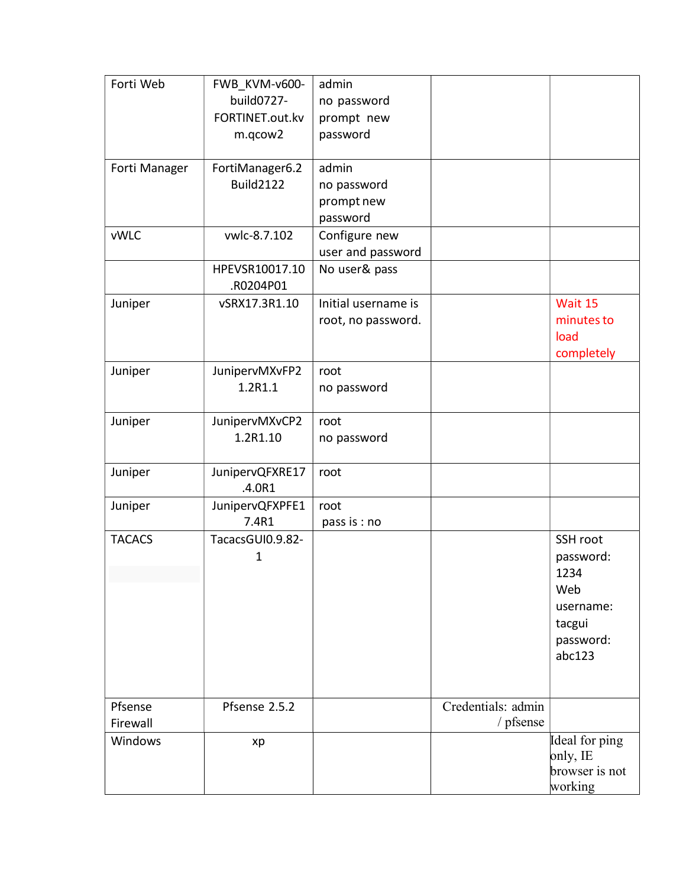| | | | | |
|---|---|---|---|---|
| Forti Web | FWB_KVM-v600-build0727-FORTINET.out.kvm.qcow2 | admin no password prompt new password | | |
| Forti Manager | FortiManager6.2 Build2122 | admin no password prompt new password | | |
| vWLC | vwlc-8.7.102 | Configure new user and password | | |
| | HPEVSR10017.10.R0204P01 | No user& pass | | |
| Juniper | vSRX17.3R1.10 | Initial username is root, no password. | | Wait 15 minutes to load completely |
| Juniper | JunipervMXvFP21.2R1.1 | root no password | | |
| Juniper | JunipervMXvCP21.2R1.10 | root no password | | |
| Juniper | JunipervQFXRE17.4.0R1 | root | | |
| Juniper | JunipervQFXPFE17.4R1 | root pass is : no | | |
| TACACS | TacacsGUI0.9.82-1 | | | SSH root password: 1234 Web username: tacgui password: abc123 |
| Pfsense Firewall | Pfsense 2.5.2 | | Credentials: admin / pfsense | |
| Windows | xp | | | Ideal for ping only, IE browser is not working |